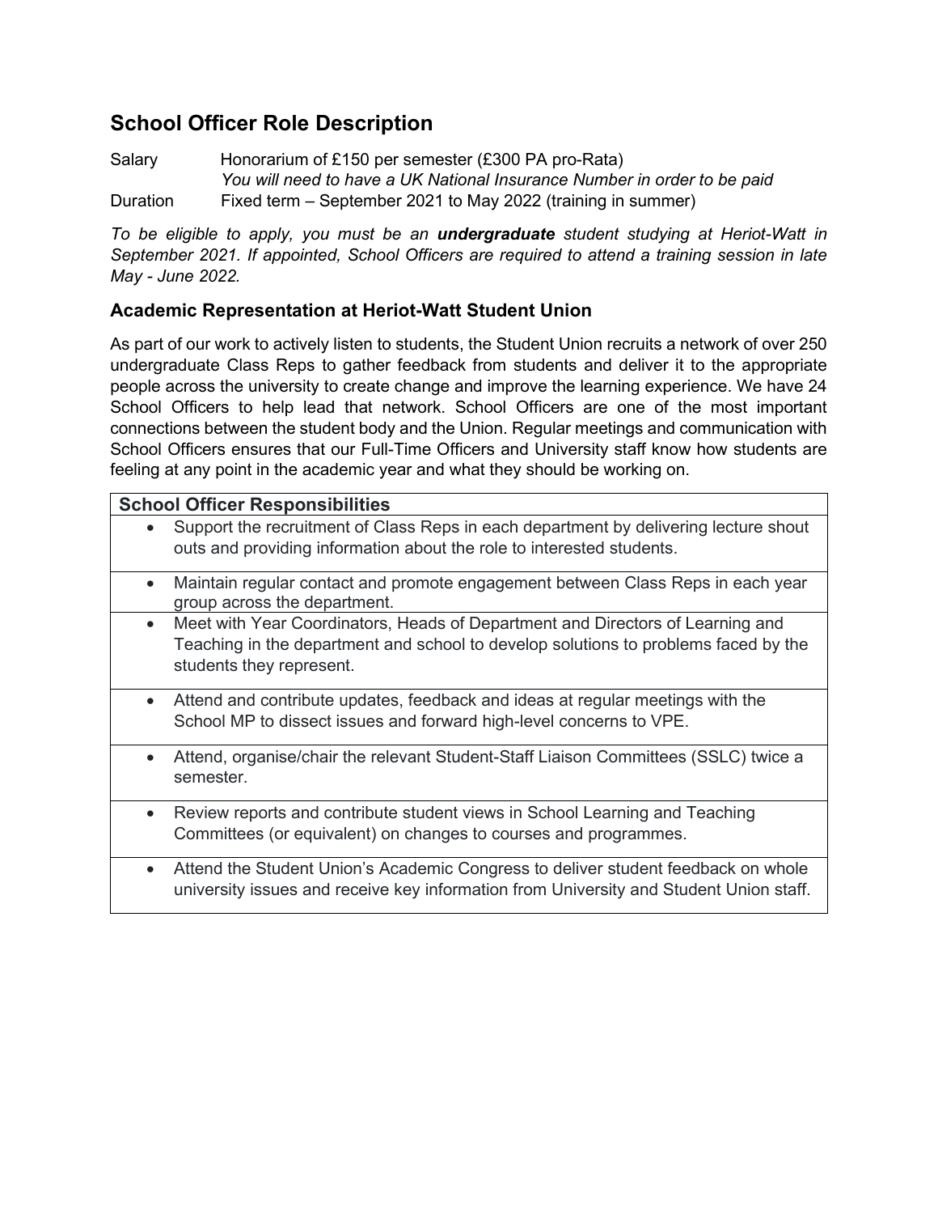# School Officer Role Description

Salary Honorarium of £150 per semester (£300 PA pro-Rata)
*You will need to have a UK National Insurance Number in order to be paid*
Duration Fixed term – September 2021 to May 2022 (training in summer)

*To be eligible to apply, you must be an **undergraduate** student studying at Heriot-Watt in September 2021. If appointed, School Officers are required to attend a training session in late May - June 2022.*

## Academic Representation at Heriot-Watt Student Union

As part of our work to actively listen to students, the Student Union recruits a network of over 250 undergraduate Class Reps to gather feedback from students and deliver it to the appropriate people across the university to create change and improve the learning experience. We have 24 School Officers to help lead that network. School Officers are one of the most important connections between the student body and the Union. Regular meetings and communication with School Officers ensures that our Full-Time Officers and University staff know how students are feeling at any point in the academic year and what they should be working on.

| School Officer Responsibilities |
|---|
| • Support the recruitment of Class Reps in each department by delivering lecture shout outs and providing information about the role to interested students. |
| • Maintain regular contact and promote engagement between Class Reps in each year group across the department. |
| • Meet with Year Coordinators, Heads of Department and Directors of Learning and Teaching in the department and school to develop solutions to problems faced by the students they represent. |
| • Attend and contribute updates, feedback and ideas at regular meetings with the School MP to dissect issues and forward high-level concerns to VPE. |
| • Attend, organise/chair the relevant Student-Staff Liaison Committees (SSLC) twice a semester. |
| • Review reports and contribute student views in School Learning and Teaching Committees (or equivalent) on changes to courses and programmes. |
| • Attend the Student Union's Academic Congress to deliver student feedback on whole university issues and receive key information from University and Student Union staff. |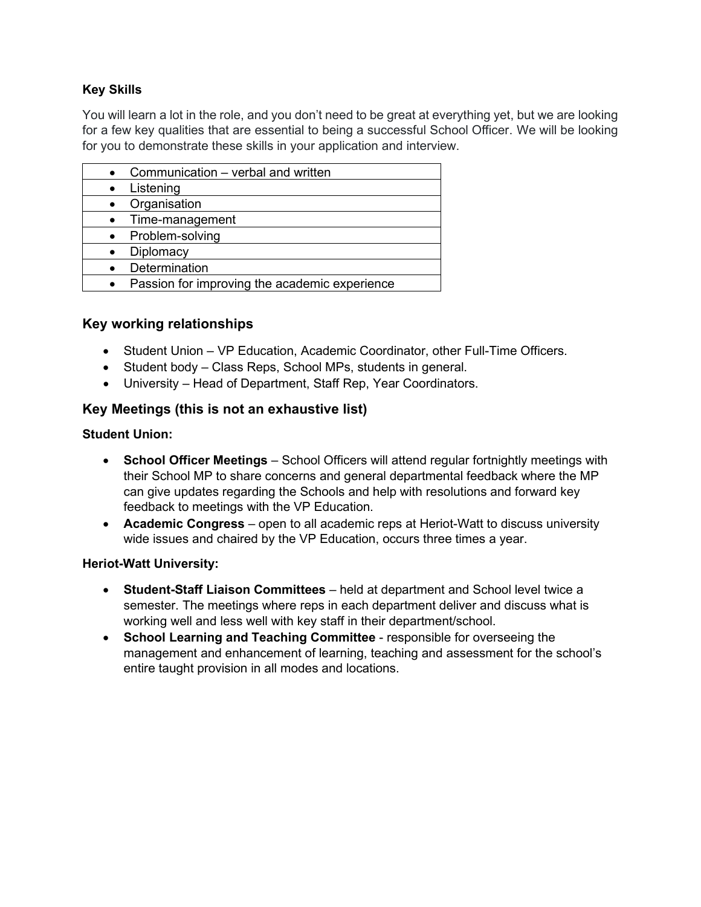**Key Skills**

You will learn a lot in the role, and you don't need to be great at everything yet, but we are looking for a few key qualities that are essential to being a successful School Officer. We will be looking for you to demonstrate these skills in your application and interview.

| |
|---|
| • Communication – verbal and written |
| • Listening |
| • Organisation |
| • Time-management |
| • Problem-solving |
| • Diplomacy |
| • Determination |
| • Passion for improving the academic experience |

## Key working relationships

- Student Union – VP Education, Academic Coordinator, other Full-Time Officers.
- Student body – Class Reps, School MPs, students in general.
- University – Head of Department, Staff Rep, Year Coordinators.

## Key Meetings (this is not an exhaustive list)

**Student Union:**

- **School Officer Meetings** – School Officers will attend regular fortnightly meetings with their School MP to share concerns and general departmental feedback where the MP can give updates regarding the Schools and help with resolutions and forward key feedback to meetings with the VP Education.
- **Academic Congress** – open to all academic reps at Heriot-Watt to discuss university wide issues and chaired by the VP Education, occurs three times a year.

**Heriot-Watt University:**

- **Student-Staff Liaison Committees** – held at department and School level twice a semester. The meetings where reps in each department deliver and discuss what is working well and less well with key staff in their department/school.
- **School Learning and Teaching Committee** - responsible for overseeing the management and enhancement of learning, teaching and assessment for the school's entire taught provision in all modes and locations.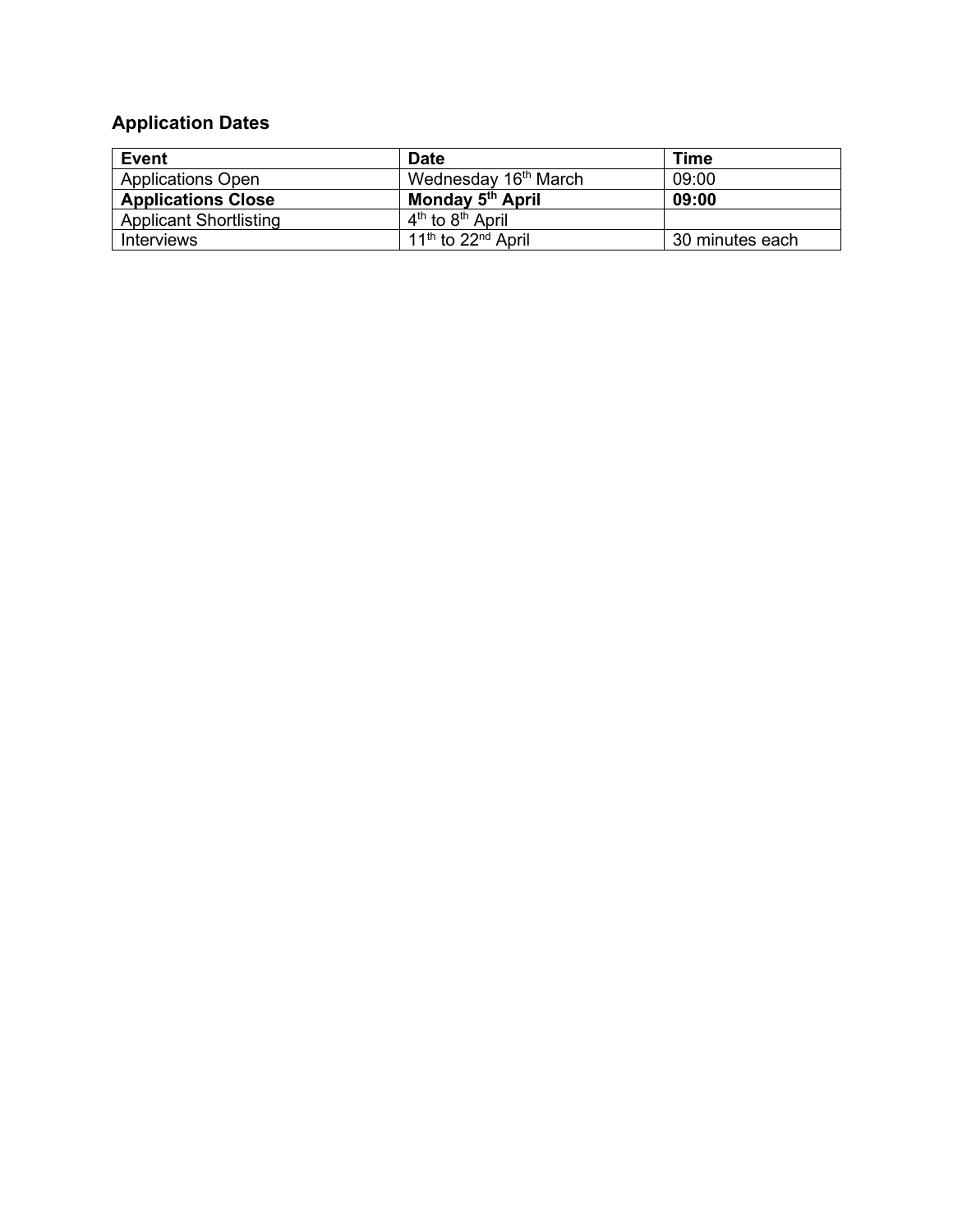## Application Dates

| Event | Date | Time |
| --- | --- | --- |
| Applications Open | Wednesday 16th March | 09:00 |
| **Applications Close** | **Monday 5th April** | **09:00** |
| Applicant Shortlisting | 4th to 8th April | |
| Interviews | 11th to 22nd April | 30 minutes each |